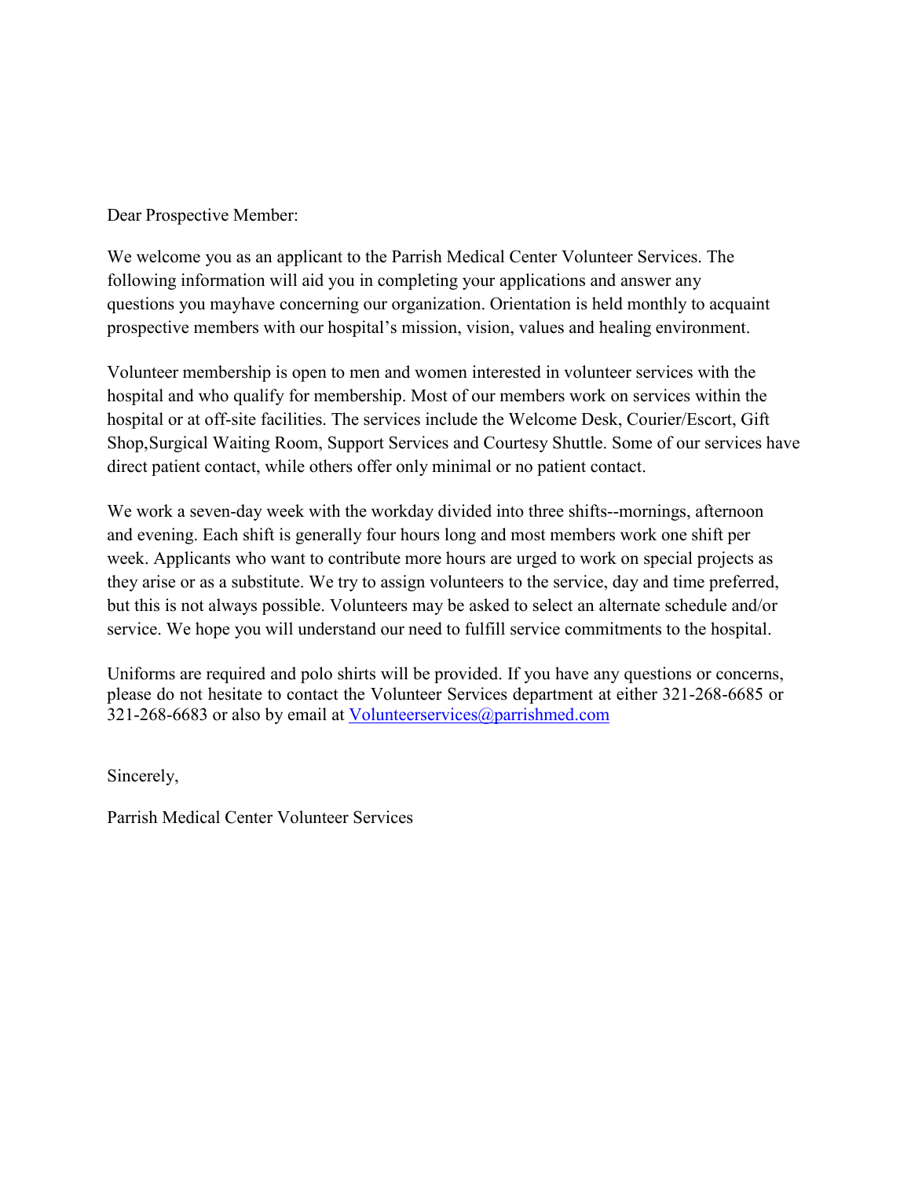Dear Prospective Member:

We welcome you as an applicant to the Parrish Medical Center Volunteer Services. The following information will aid you in completing your applications and answer any questions you mayhave concerning our organization. Orientation is held monthly to acquaint prospective members with our hospital's mission, vision, values and healing environment.

Volunteer membership is open to men and women interested in volunteer services with the hospital and who qualify for membership. Most of our members work on services within the hospital or at off-site facilities. The services include the Welcome Desk, Courier/Escort, Gift Shop,Surgical Waiting Room, Support Services and Courtesy Shuttle. Some of our services have direct patient contact, while others offer only minimal or no patient contact.

We work a seven-day week with the workday divided into three shifts--mornings, afternoon and evening. Each shift is generally four hours long and most members work one shift per week. Applicants who want to contribute more hours are urged to work on special projects as they arise or as a substitute. We try to assign volunteers to the service, day and time preferred, but this is not always possible. Volunteers may be asked to select an alternate schedule and/or service. We hope you will understand our need to fulfill service commitments to the hospital.

Uniforms are required and polo shirts will be provided. If you have any questions or concerns, please do not hesitate to contact the Volunteer Services department at either 321-268-6685 or 321-268-6683 or also by email at Volunteerservices@parrishmed.com

Sincerely,

Parrish Medical Center Volunteer Services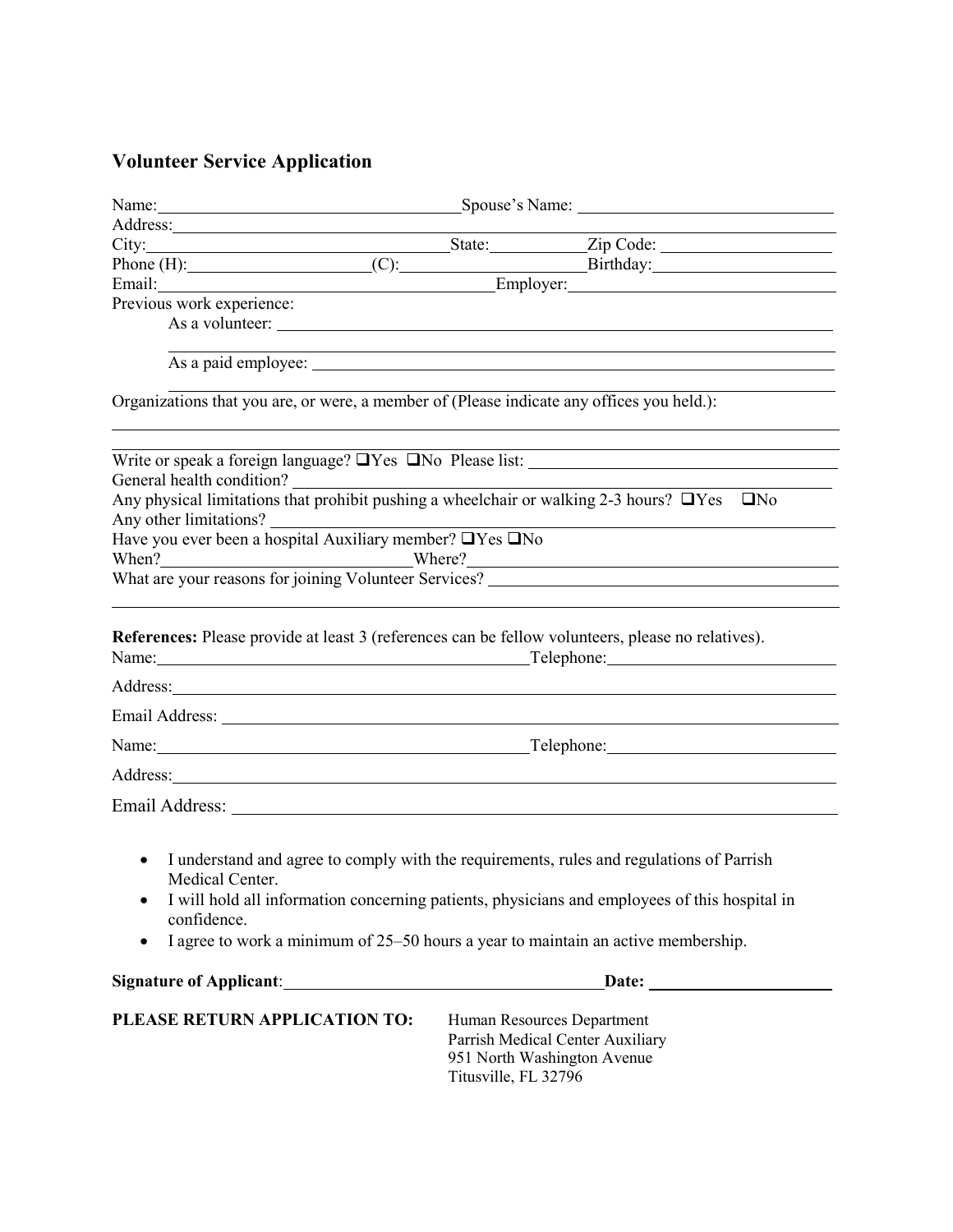## Volunteer Service Application

Name: ________________ Spouse's Name: ________________

Address: ________________

City: ________________ State: ________ Zip Code: ________

Phone (H): ________ (C): ________ Birthday: ________

Email: ________________ Employer: ________________

Previous work experience:

As a volunteer: ________________

As a paid employee: ________________

Organizations that you are, or were, a member of (Please indicate any offices you held.):

________________

Write or speak a foreign language? ❑Yes ❑No Please list: ________________

General health condition? ________________

Any physical limitations that prohibit pushing a wheelchair or walking 2-3 hours? ❑Yes ❑No

Any other limitations? ________________

Have you ever been a hospital Auxiliary member? ❑Yes ❑No

When? ________________ Where? ________________

What are your reasons for joining Volunteer Services? ________________

________________

**References:** Please provide at least 3 (references can be fellow volunteers, please no relatives).

Name: ________________ Telephone: ________________

Address: ________________

Email Address: ________________

Name: ________________ Telephone: ________________

Address: ________________

Email Address: ________________

- I understand and agree to comply with the requirements, rules and regulations of Parrish Medical Center.
- I will hold all information concerning patients, physicians and employees of this hospital in confidence.
- I agree to work a minimum of 25–50 hours a year to maintain an active membership.

**Signature of Applicant**: ________________ **Date:** ________________

**PLEASE RETURN APPLICATION TO:**

Human Resources Department
Parrish Medical Center Auxiliary
951 North Washington Avenue
Titusville, FL 32796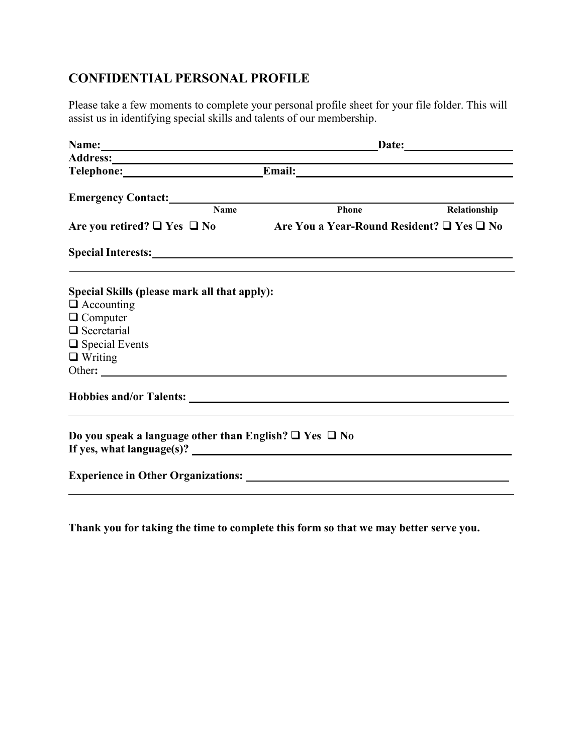## CONFIDENTIAL PERSONAL PROFILE

Please take a few moments to complete your personal profile sheet for your file folder. This will assist us in identifying special skills and talents of our membership.

**Name:** ______________________________________________ **Date:** ____________________

**Address:** _______________________________________________________________________

**Telephone:** ______________________ **Email:** ___________________________________

**Emergency Contact:** _______________________________________________________________

Name | Phone | Relationship

**Are you retired?** ❑ **Yes** ❑ **No** **Are You a Year-Round Resident?** ❑ **Yes** ❑ **No**

**Special Interests:** ________________________________________________________________

_____________________________________________________________________________________

**Special Skills (please mark all that apply):**

- ❑ Accounting
- ❑ Computer
- ❑ Secretarial
- ❑ Special Events
- ❑ Writing

Other: ______________________________________________________________________________

**Hobbies and/or Talents:** ___________________________________________________________

_____________________________________________________________________________________

**Do you speak a language other than English?** ❑ **Yes** ❑ **No**

**If yes, what language(s)?** _________________________________________________________

**Experience in Other Organizations:** ________________________________________________

_____________________________________________________________________________________

**Thank you for taking the time to complete this form so that we may better serve you.**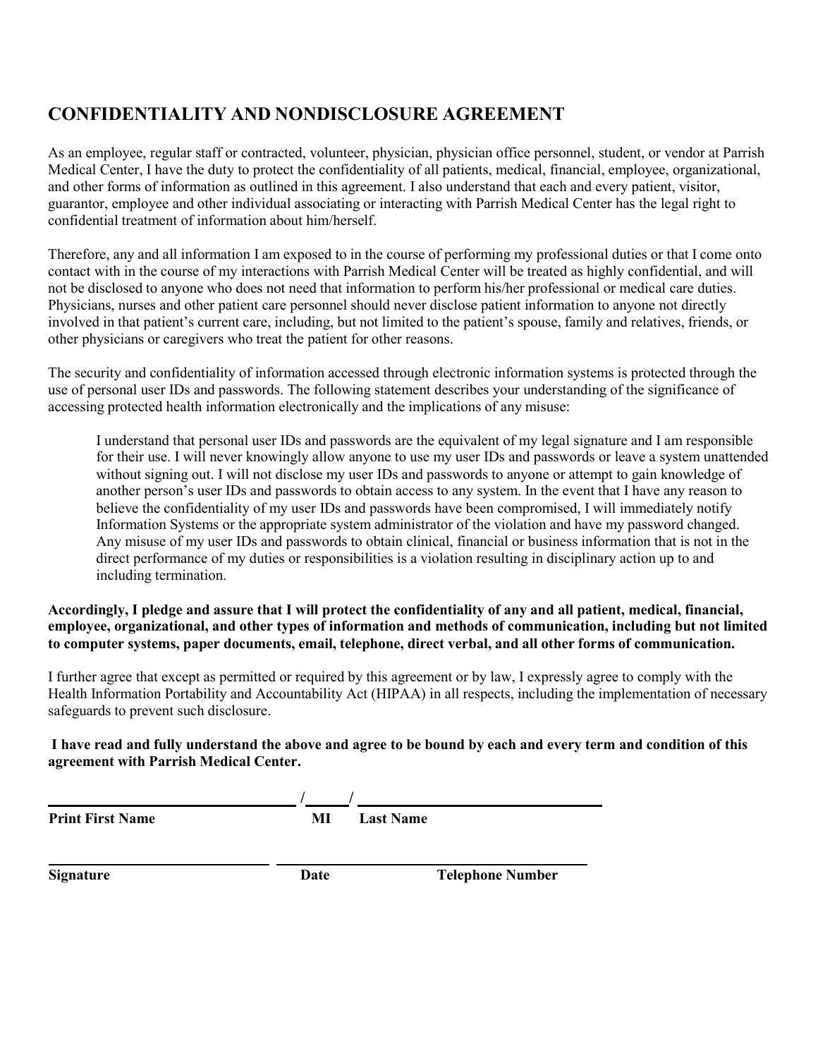# CONFIDENTIALITY AND NONDISCLOSURE AGREEMENT

As an employee, regular staff or contracted, volunteer, physician, physician office personnel, student, or vendor at Parrish Medical Center, I have the duty to protect the confidentiality of all patients, medical, financial, employee, organizational, and other forms of information as outlined in this agreement. I also understand that each and every patient, visitor, guarantor, employee and other individual associating or interacting with Parrish Medical Center has the legal right to confidential treatment of information about him/herself.

Therefore, any and all information I am exposed to in the course of performing my professional duties or that I come onto contact with in the course of my interactions with Parrish Medical Center will be treated as highly confidential, and will not be disclosed to anyone who does not need that information to perform his/her professional or medical care duties. Physicians, nurses and other patient care personnel should never disclose patient information to anyone not directly involved in that patient's current care, including, but not limited to the patient's spouse, family and relatives, friends, or other physicians or caregivers who treat the patient for other reasons.

The security and confidentiality of information accessed through electronic information systems is protected through the use of personal user IDs and passwords. The following statement describes your understanding of the significance of accessing protected health information electronically and the implications of any misuse:

> I understand that personal user IDs and passwords are the equivalent of my legal signature and I am responsible for their use. I will never knowingly allow anyone to use my user IDs and passwords or leave a system unattended without signing out. I will not disclose my user IDs and passwords to anyone or attempt to gain knowledge of another person's user IDs and passwords to obtain access to any system. In the event that I have any reason to believe the confidentiality of my user IDs and passwords have been compromised, I will immediately notify Information Systems or the appropriate system administrator of the violation and have my password changed. Any misuse of my user IDs and passwords to obtain clinical, financial or business information that is not in the direct performance of my duties or responsibilities is a violation resulting in disciplinary action up to and including termination.

**Accordingly, I pledge and assure that I will protect the confidentiality of any and all patient, medical, financial, employee, organizational, and other types of information and methods of communication, including but not limited to computer systems, paper documents, email, telephone, direct verbal, and all other forms of communication.**

I further agree that except as permitted or required by this agreement or by law, I expressly agree to comply with the Health Information Portability and Accountability Act (HIPAA) in all respects, including the implementation of necessary safeguards to prevent such disclosure.

**I have read and fully understand the above and agree to be bound by each and every term and condition of this agreement with Parrish Medical Center.**

______________________________ /______/ ______________________________

**Print First Name** **MI** **Last Name**

______________________________ ______________________________

**Signature** **Date** **Telephone Number**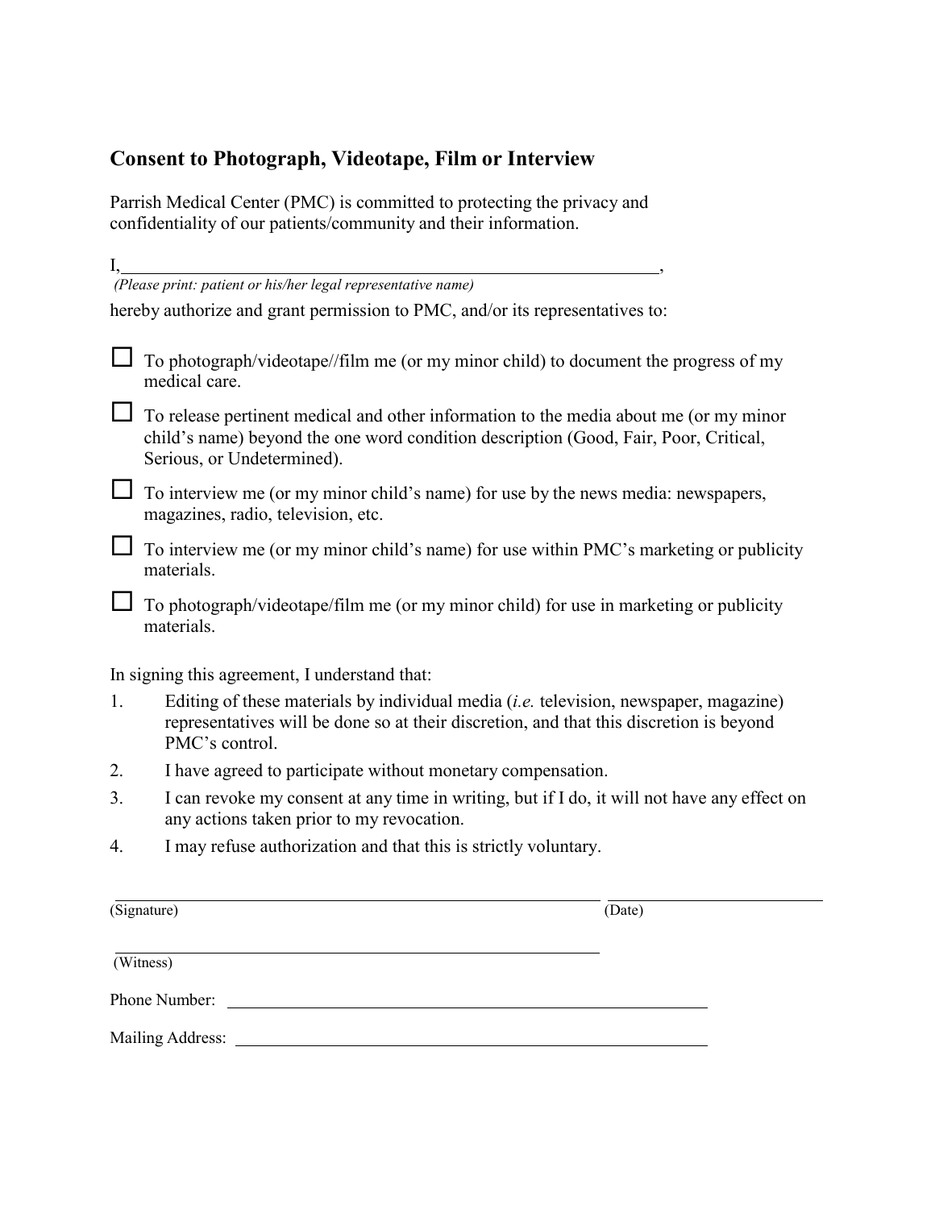## Consent to Photograph, Videotape, Film or Interview

Parrish Medical Center (PMC) is committed to protecting the privacy and confidentiality of our patients/community and their information.

I,_________________________________________________________________,
*(Please print: patient or his/her legal representative name)*

hereby authorize and grant permission to PMC, and/or its representatives to:

☐ To photograph/videotape//film me (or my minor child) to document the progress of my medical care.

☐ To release pertinent medical and other information to the media about me (or my minor child's name) beyond the one word condition description (Good, Fair, Poor, Critical, Serious, or Undetermined).

☐ To interview me (or my minor child's name) for use by the news media: newspapers, magazines, radio, television, etc.

☐ To interview me (or my minor child's name) for use within PMC's marketing or publicity materials.

☐ To photograph/videotape/film me (or my minor child) for use in marketing or publicity materials.

In signing this agreement, I understand that:

1. Editing of these materials by individual media (*i.e.* television, newspaper, magazine) representatives will be done so at their discretion, and that this discretion is beyond PMC's control.
2. I have agreed to participate without monetary compensation.
3. I can revoke my consent at any time in writing, but if I do, it will not have any effect on any actions taken prior to my revocation.
4. I may refuse authorization and that this is strictly voluntary.

_________________________________________________ ____________________
(Signature) (Date)

_________________________________________________
(Witness)

Phone Number: _______________________________________________

Mailing Address: _______________________________________________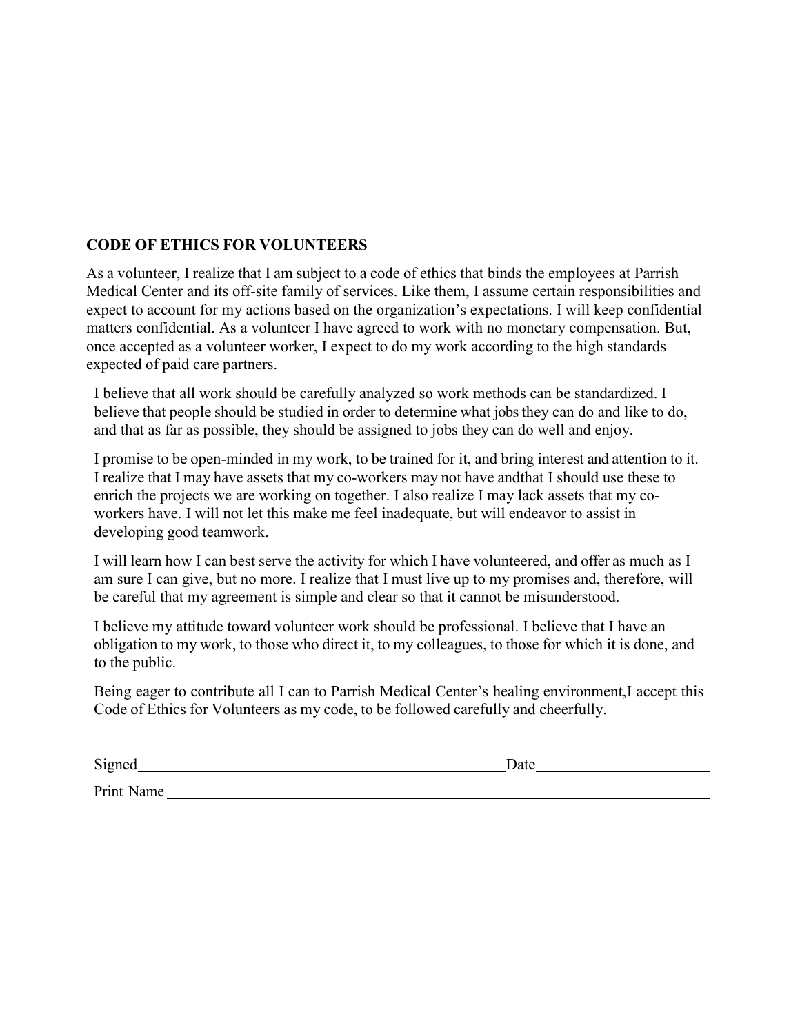**CODE OF ETHICS FOR VOLUNTEERS**

As a volunteer, I realize that I am subject to a code of ethics that binds the employees at Parrish Medical Center and its off-site family of services. Like them, I assume certain responsibilities and expect to account for my actions based on the organization's expectations. I will keep confidential matters confidential. As a volunteer I have agreed to work with no monetary compensation. But, once accepted as a volunteer worker, I expect to do my work according to the high standards expected of paid care partners.

I believe that all work should be carefully analyzed so work methods can be standardized. I believe that people should be studied in order to determine what jobs they can do and like to do, and that as far as possible, they should be assigned to jobs they can do well and enjoy.

I promise to be open-minded in my work, to be trained for it, and bring interest and attention to it. I realize that I may have assets that my co-workers may not have andthat I should use these to enrich the projects we are working on together. I also realize I may lack assets that my co-workers have. I will not let this make me feel inadequate, but will endeavor to assist in developing good teamwork.

I will learn how I can best serve the activity for which I have volunteered, and offer as much as I am sure I can give, but no more. I realize that I must live up to my promises and, therefore, will be careful that my agreement is simple and clear so that it cannot be misunderstood.

I believe my attitude toward volunteer work should be professional. I believe that I have an obligation to my work, to those who direct it, to my colleagues, to those for which it is done, and to the public.

Being eager to contribute all I can to Parrish Medical Center's healing environment,I accept this Code of Ethics for Volunteers as my code, to be followed carefully and cheerfully.

Signed\_\_\_\_\_\_\_\_\_\_\_\_\_\_\_\_\_\_\_\_\_\_\_\_\_\_\_\_\_\_\_\_\_\_\_\_\_\_\_\_\_\_\_\_ Date\_\_\_\_\_\_\_\_\_\_\_\_\_\_\_\_\_\_\_\_

Print Name \_\_\_\_\_\_\_\_\_\_\_\_\_\_\_\_\_\_\_\_\_\_\_\_\_\_\_\_\_\_\_\_\_\_\_\_\_\_\_\_\_\_\_\_\_\_\_\_\_\_\_\_\_\_\_\_\_\_\_\_\_\_\_\_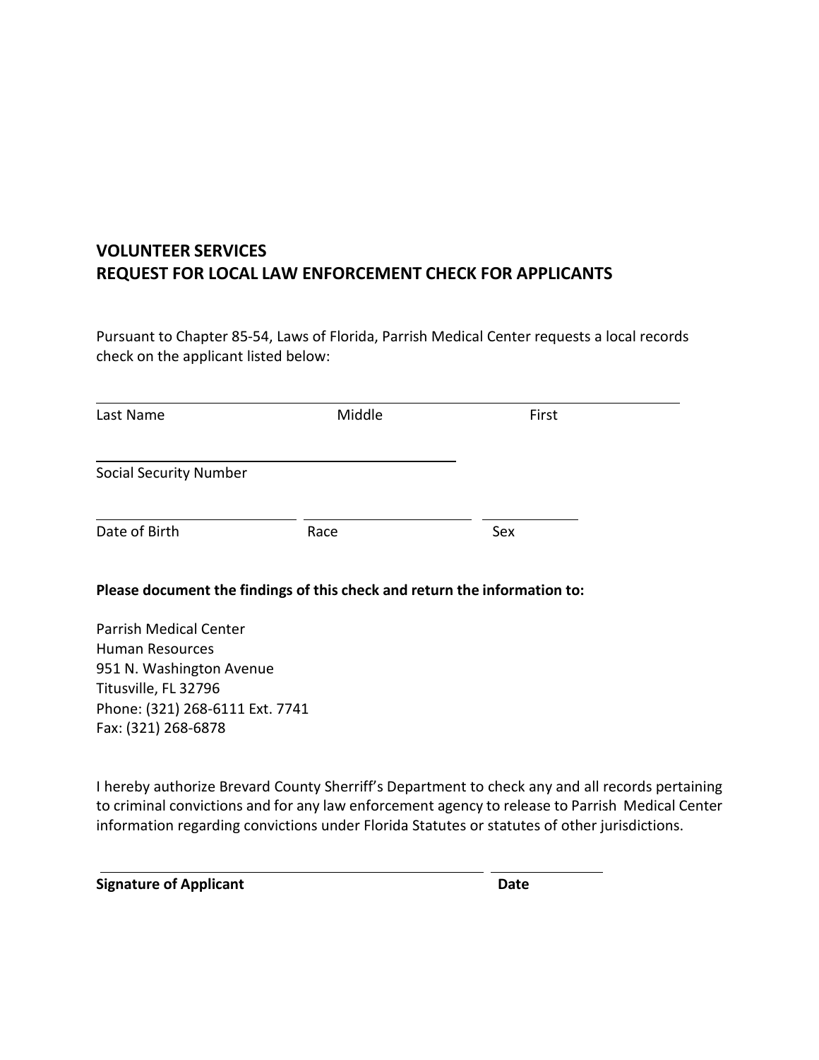## VOLUNTEER SERVICES
## REQUEST FOR LOCAL LAW ENFORCEMENT CHECK FOR APPLICANTS

Pursuant to Chapter 85-54, Laws of Florida, Parrish Medical Center requests a local records check on the applicant listed below:

______________________________________________________________

Last Name                    Middle                    First

________________________________________

Social Security Number

____________________ ____________________ ____________

Date of Birth                    Race                    Sex

**Please document the findings of this check and return the information to:**

Parrish Medical Center
Human Resources
951 N. Washington Avenue
Titusville, FL 32796
Phone: (321) 268-6111 Ext. 7741
Fax: (321) 268-6878

I hereby authorize Brevard County Sherriff's Department to check any and all records pertaining to criminal convictions and for any law enforcement agency to release to Parrish Medical Center information regarding convictions under Florida Statutes or statutes of other jurisdictions.

________________________________________ ____________

**Signature of Applicant**                    **Date**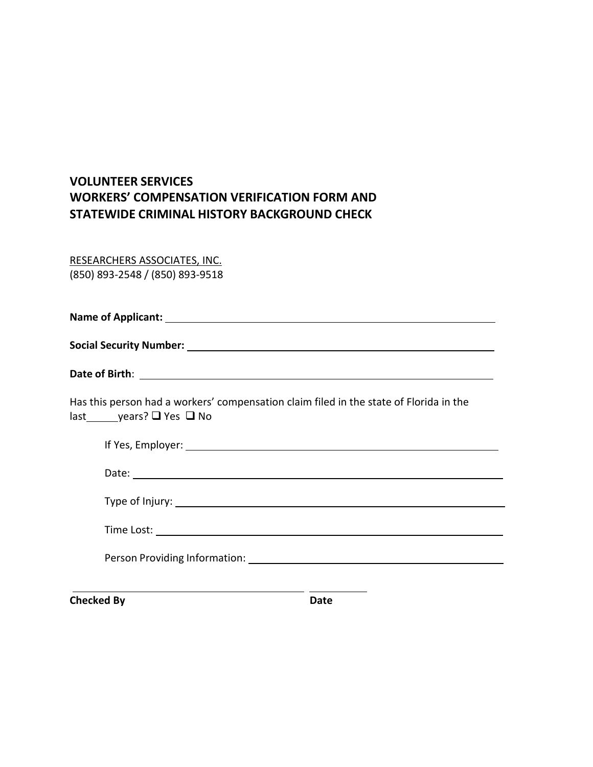**VOLUNTEER SERVICES**
**WORKERS' COMPENSATION VERIFICATION FORM AND**
**STATEWIDE CRIMINAL HISTORY BACKGROUND CHECK**

RESEARCHERS ASSOCIATES, INC.
(850) 893-2548 / (850) 893-9518

**Name of Applicant:** ______________________________________________

**Social Security Number:** ______________________________________________

**Date of Birth**: ______________________________________________

Has this person had a workers' compensation claim filed in the state of Florida in the last ______ years? ❑ Yes ❑ No

If Yes, Employer: ______________________________________________

Date: ______________________________________________

Type of Injury: ______________________________________________

Time Lost: ______________________________________________

Person Providing Information: ______________________________________________

______________________________ ____________
**Checked By** **Date**